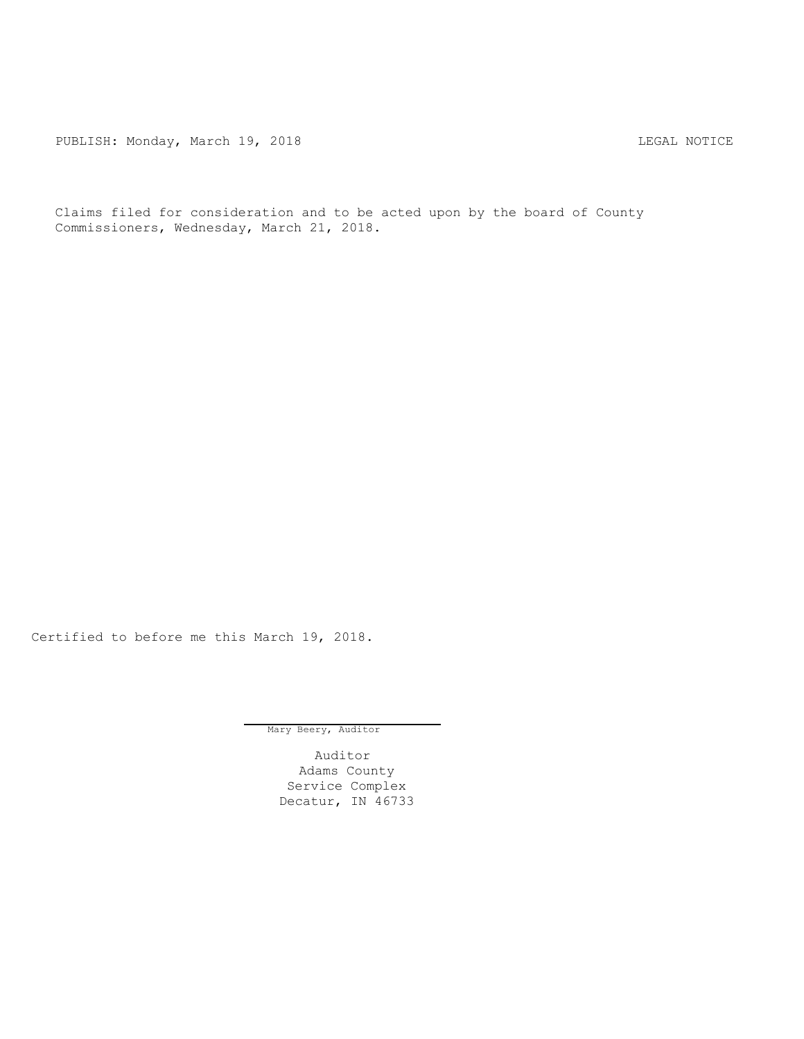PUBLISH: Monday, March 19, 2018 LEGAL NOTICE

Claims filed for consideration and to be acted upon by the board of County Commissioners, Wednesday, March 21, 2018.

Certified to before me this March 19, 2018.

Mary Beery, Auditor

Auditor
Adams County
Service Complex
Decatur, IN 46733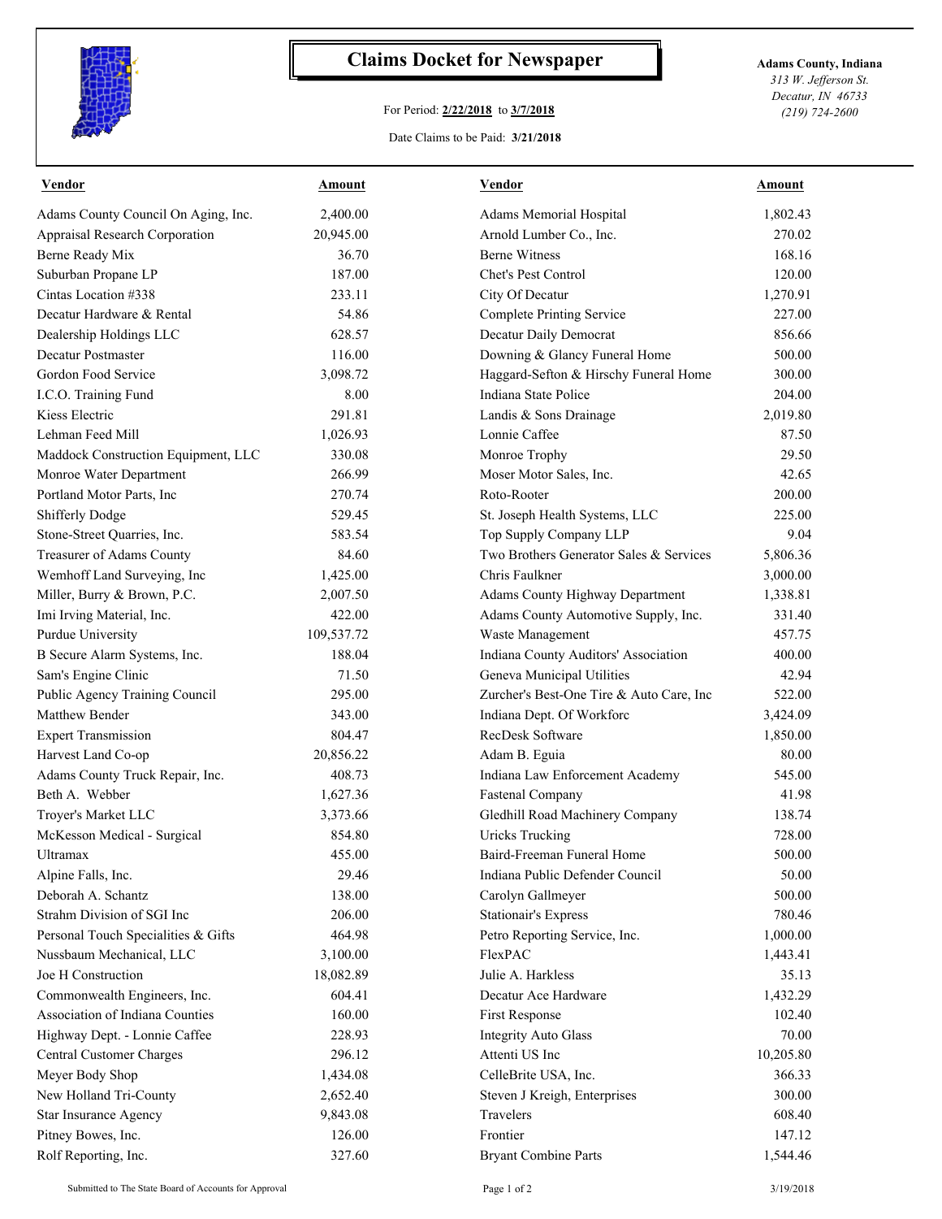# Claims Docket for Newspaper

For Period: **2/22/2018** to **3/7/2018**

Date Claims to be Paid: **3/21/2018**

**Adams County, Indiana**
*313 W. Jefferson St.*
*Decatur, IN 46733*
*(219) 724-2600*

| Vendor | Amount | Vendor | Amount |
|---|---|---|---|
| Adams County Council On Aging, Inc. | 2,400.00 | Adams Memorial Hospital | 1,802.43 |
| Appraisal Research Corporation | 20,945.00 | Arnold Lumber Co., Inc. | 270.02 |
| Berne Ready Mix | 36.70 | Berne Witness | 168.16 |
| Suburban Propane LP | 187.00 | Chet's Pest Control | 120.00 |
| Cintas Location #338 | 233.11 | City Of Decatur | 1,270.91 |
| Decatur Hardware & Rental | 54.86 | Complete Printing Service | 227.00 |
| Dealership Holdings LLC | 628.57 | Decatur Daily Democrat | 856.66 |
| Decatur Postmaster | 116.00 | Downing & Glancy Funeral Home | 500.00 |
| Gordon Food Service | 3,098.72 | Haggard-Sefton & Hirschy Funeral Home | 300.00 |
| I.C.O. Training Fund | 8.00 | Indiana State Police | 204.00 |
| Kiess Electric | 291.81 | Landis & Sons Drainage | 2,019.80 |
| Lehman Feed Mill | 1,026.93 | Lonnie Caffee | 87.50 |
| Maddock Construction Equipment, LLC | 330.08 | Monroe Trophy | 29.50 |
| Monroe Water Department | 266.99 | Moser Motor Sales, Inc. | 42.65 |
| Portland Motor Parts, Inc | 270.74 | Roto-Rooter | 200.00 |
| Shifferly Dodge | 529.45 | St. Joseph Health Systems, LLC | 225.00 |
| Stone-Street Quarries, Inc. | 583.54 | Top Supply Company LLP | 9.04 |
| Treasurer of Adams County | 84.60 | Two Brothers Generator Sales & Services | 5,806.36 |
| Wemhoff Land Surveying, Inc | 1,425.00 | Chris Faulkner | 3,000.00 |
| Miller, Burry & Brown, P.C. | 2,007.50 | Adams County Highway Department | 1,338.81 |
| Imi Irving Material, Inc. | 422.00 | Adams County Automotive Supply, Inc. | 331.40 |
| Purdue University | 109,537.72 | Waste Management | 457.75 |
| B Secure Alarm Systems, Inc. | 188.04 | Indiana County Auditors' Association | 400.00 |
| Sam's Engine Clinic | 71.50 | Geneva Municipal Utilities | 42.94 |
| Public Agency Training Council | 295.00 | Zurcher's Best-One Tire & Auto Care, Inc | 522.00 |
| Matthew Bender | 343.00 | Indiana Dept. Of Workforc | 3,424.09 |
| Expert Transmission | 804.47 | RecDesk Software | 1,850.00 |
| Harvest Land Co-op | 20,856.22 | Adam B. Eguia | 80.00 |
| Adams County Truck Repair, Inc. | 408.73 | Indiana Law Enforcement Academy | 545.00 |
| Beth A. Webber | 1,627.36 | Fastenal Company | 41.98 |
| Troyer's Market LLC | 3,373.66 | Gledhill Road Machinery Company | 138.74 |
| McKesson Medical - Surgical | 854.80 | Uricks Trucking | 728.00 |
| Ultramax | 455.00 | Baird-Freeman Funeral Home | 500.00 |
| Alpine Falls, Inc. | 29.46 | Indiana Public Defender Council | 50.00 |
| Deborah A. Schantz | 138.00 | Carolyn Gallmeyer | 500.00 |
| Strahm Division of SGI Inc | 206.00 | Stationair's Express | 780.46 |
| Personal Touch Specialities & Gifts | 464.98 | Petro Reporting Service, Inc. | 1,000.00 |
| Nussbaum Mechanical, LLC | 3,100.00 | FlexPAC | 1,443.41 |
| Joe H Construction | 18,082.89 | Julie A. Harkless | 35.13 |
| Commonwealth Engineers, Inc. | 604.41 | Decatur Ace Hardware | 1,432.29 |
| Association of Indiana Counties | 160.00 | First Response | 102.40 |
| Highway Dept. - Lonnie Caffee | 228.93 | Integrity Auto Glass | 70.00 |
| Central Customer Charges | 296.12 | Attenti US Inc | 10,205.80 |
| Meyer Body Shop | 1,434.08 | CelleBrite USA, Inc. | 366.33 |
| New Holland Tri-County | 2,652.40 | Steven J Kreigh, Enterprises | 300.00 |
| Star Insurance Agency | 9,843.08 | Travelers | 608.40 |
| Pitney Bowes, Inc. | 126.00 | Frontier | 147.12 |
| Rolf Reporting, Inc. | 327.60 | Bryant Combine Parts | 1,544.46 |

Submitted to The State Board of Accounts for Approval

3/19/2018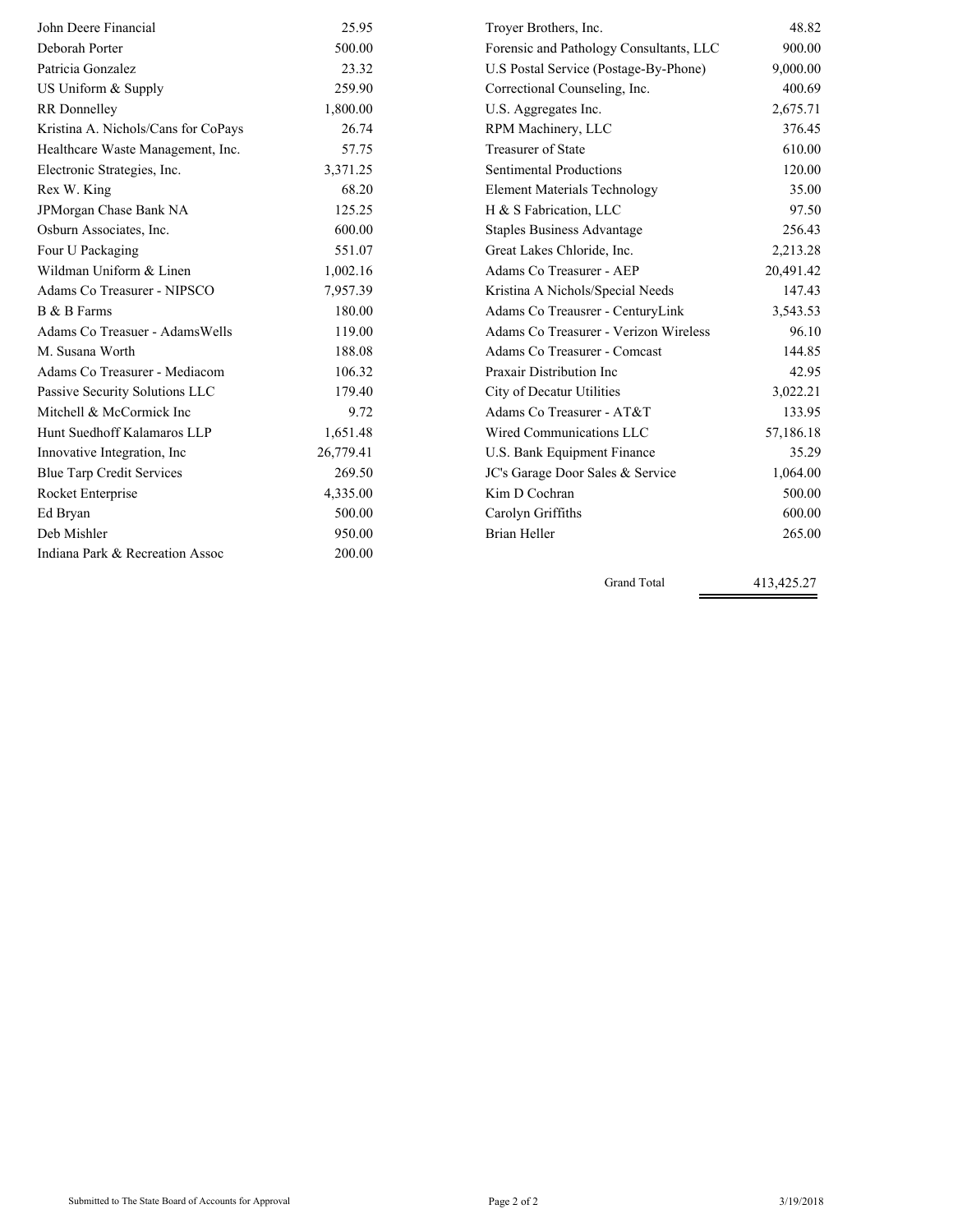| | |
|---|---|
| John Deere Financial | 25.95 |
| Deborah Porter | 500.00 |
| Patricia Gonzalez | 23.32 |
| US Uniform & Supply | 259.90 |
| RR Donnelley | 1,800.00 |
| Kristina A. Nichols/Cans for CoPays | 26.74 |
| Healthcare Waste Management, Inc. | 57.75 |
| Electronic Strategies, Inc. | 3,371.25 |
| Rex W. King | 68.20 |
| JPMorgan Chase Bank NA | 125.25 |
| Osburn Associates, Inc. | 600.00 |
| Four U Packaging | 551.07 |
| Wildman Uniform & Linen | 1,002.16 |
| Adams Co Treasurer - NIPSCO | 7,957.39 |
| B & B Farms | 180.00 |
| Adams Co Treasuer - AdamsWells | 119.00 |
| M. Susana Worth | 188.08 |
| Adams Co Treasurer - Mediacom | 106.32 |
| Passive Security Solutions LLC | 179.40 |
| Mitchell & McCormick Inc | 9.72 |
| Hunt Suedhoff Kalamaros LLP | 1,651.48 |
| Innovative Integration, Inc | 26,779.41 |
| Blue Tarp Credit Services | 269.50 |
| Rocket Enterprise | 4,335.00 |
| Ed Bryan | 500.00 |
| Deb Mishler | 950.00 |
| Indiana Park & Recreation Assoc | 200.00 |
| Troyer Brothers, Inc. | 48.82 |
| Forensic and Pathology Consultants, LLC | 900.00 |
| U.S Postal Service (Postage-By-Phone) | 9,000.00 |
| Correctional Counseling, Inc. | 400.69 |
| U.S. Aggregates Inc. | 2,675.71 |
| RPM Machinery, LLC | 376.45 |
| Treasurer of State | 610.00 |
| Sentimental Productions | 120.00 |
| Element Materials Technology | 35.00 |
| H & S Fabrication, LLC | 97.50 |
| Staples Business Advantage | 256.43 |
| Great Lakes Chloride, Inc. | 2,213.28 |
| Adams Co Treasurer - AEP | 20,491.42 |
| Kristina A Nichols/Special Needs | 147.43 |
| Adams Co Treausrer - CenturyLink | 3,543.53 |
| Adams Co Treasurer - Verizon Wireless | 96.10 |
| Adams Co Treasurer - Comcast | 144.85 |
| Praxair Distribution Inc | 42.95 |
| City of Decatur Utilities | 3,022.21 |
| Adams Co Treasurer - AT&T | 133.95 |
| Wired Communications LLC | 57,186.18 |
| U.S. Bank Equipment Finance | 35.29 |
| JC's Garage Door Sales & Service | 1,064.00 |
| Kim D Cochran | 500.00 |
| Carolyn Griffiths | 600.00 |
| Brian Heller | 265.00 |
| Grand Total | 413,425.27 |

Submitted to The State Board of Accounts for Approval

3/19/2018